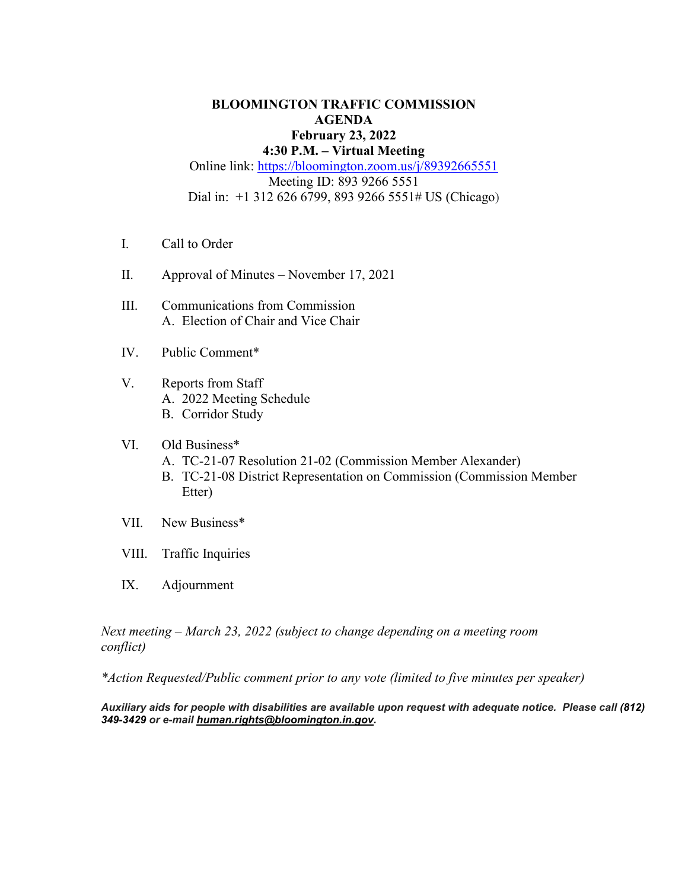# BLOOMINGTON TRAFFIC COMMISSION
## AGENDA
**February 23, 2022**
**4:30 P.M. – Virtual Meeting**

Online link: https://bloomington.zoom.us/j/89392665551
Meeting ID: 893 9266 5551
Dial in: +1 312 626 6799, 893 9266 5551# US (Chicago)

I. Call to Order

II. Approval of Minutes – November 17, 2021

III. Communications from Commission
   A. Election of Chair and Vice Chair

IV. Public Comment*

V. Reports from Staff
   A. 2022 Meeting Schedule
   B. Corridor Study

VI. Old Business*
   A. TC-21-07 Resolution 21-02 (Commission Member Alexander)
   B. TC-21-08 District Representation on Commission (Commission Member Etter)

VII. New Business*

VIII. Traffic Inquiries

IX. Adjournment

*Next meeting – March 23, 2022 (subject to change depending on a meeting room conflict)*

**Action Requested/Public comment prior to any vote (limited to five minutes per speaker)* 

***Auxiliary aids for people with disabilities are available upon request with adequate notice. Please call (812) 349-3429 or e-mail human.rights@bloomington.in.gov.***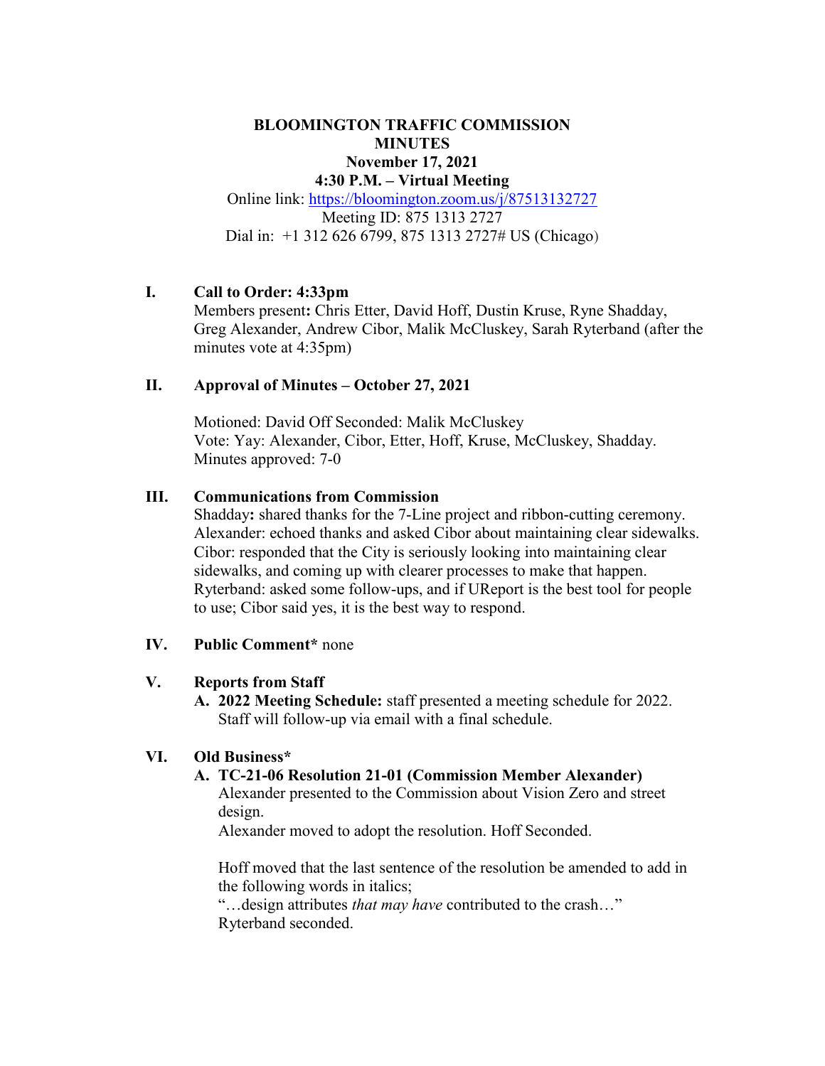**BLOOMINGTON TRAFFIC COMMISSION**
**MINUTES**
**November 17, 2021**
**4:30 P.M. – Virtual Meeting**

Online link: https://bloomington.zoom.us/j/87513132727
Meeting ID: 875 1313 2727
Dial in: +1 312 626 6799, 875 1313 2727# US (Chicago)

**I. Call to Order: 4:33pm**

Members present**:** Chris Etter, David Hoff, Dustin Kruse, Ryne Shadday, Greg Alexander, Andrew Cibor, Malik McCluskey, Sarah Ryterband (after the minutes vote at 4:35pm)

**II. Approval of Minutes – October 27, 2021**

Motioned: David Off Seconded: Malik McCluskey
Vote: Yay: Alexander, Cibor, Etter, Hoff, Kruse, McCluskey, Shadday.
Minutes approved: 7-0

**III. Communications from Commission**

Shadday**:** shared thanks for the 7-Line project and ribbon-cutting ceremony.
Alexander: echoed thanks and asked Cibor about maintaining clear sidewalks.
Cibor: responded that the City is seriously looking into maintaining clear sidewalks, and coming up with clearer processes to make that happen.
Ryterband: asked some follow-ups, and if UReport is the best tool for people to use; Cibor said yes, it is the best way to respond.

**IV. Public Comment*** none

**V. Reports from Staff**

**A. 2022 Meeting Schedule:** staff presented a meeting schedule for 2022. Staff will follow-up via email with a final schedule.

**VI. Old Business***

**A. TC-21-06 Resolution 21-01 (Commission Member Alexander)**

Alexander presented to the Commission about Vision Zero and street design.
Alexander moved to adopt the resolution. Hoff Seconded.

Hoff moved that the last sentence of the resolution be amended to add in the following words in italics;
"…design attributes *that may have* contributed to the crash…"
Ryterband seconded.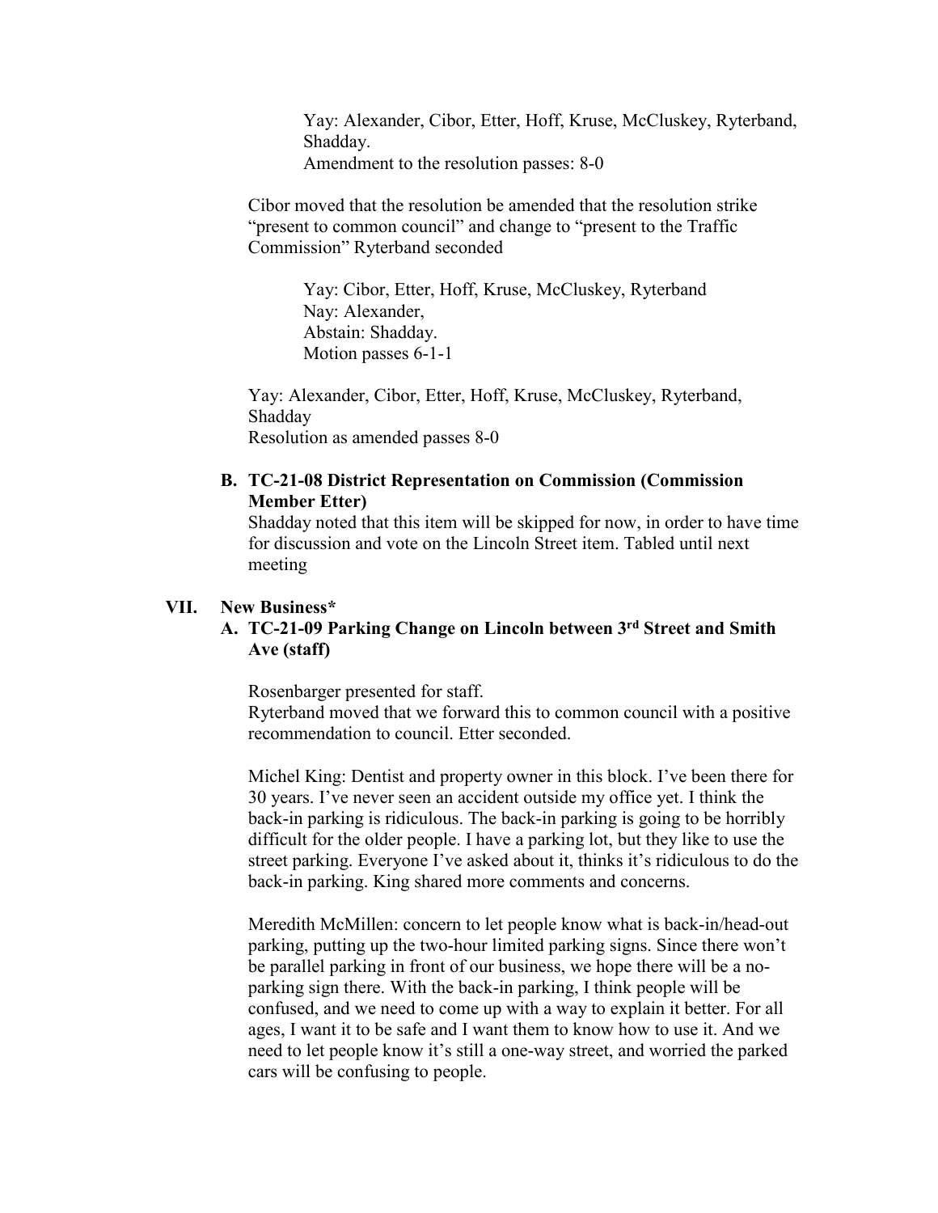Yay: Alexander, Cibor, Etter, Hoff, Kruse, McCluskey, Ryterband, Shadday.
Amendment to the resolution passes: 8-0

Cibor moved that the resolution be amended that the resolution strike "present to common council" and change to "present to the Traffic Commission" Ryterband seconded

Yay: Cibor, Etter, Hoff, Kruse, McCluskey, Ryterband
Nay: Alexander,
Abstain: Shadday.
Motion passes 6-1-1

Yay: Alexander, Cibor, Etter, Hoff, Kruse, McCluskey, Ryterband, Shadday
Resolution as amended passes 8-0

**B. TC-21-08 District Representation on Commission (Commission Member Etter)**

Shadday noted that this item will be skipped for now, in order to have time for discussion and vote on the Lincoln Street item. Tabled until next meeting

## VII. New Business*

**A. TC-21-09 Parking Change on Lincoln between 3rd Street and Smith Ave (staff)**

Rosenbarger presented for staff.
Ryterband moved that we forward this to common council with a positive recommendation to council. Etter seconded.

Michel King: Dentist and property owner in this block. I've been there for 30 years. I've never seen an accident outside my office yet. I think the back-in parking is ridiculous. The back-in parking is going to be horribly difficult for the older people. I have a parking lot, but they like to use the street parking. Everyone I've asked about it, thinks it's ridiculous to do the back-in parking. King shared more comments and concerns.

Meredith McMillen: concern to let people know what is back-in/head-out parking, putting up the two-hour limited parking signs. Since there won't be parallel parking in front of our business, we hope there will be a no-parking sign there. With the back-in parking, I think people will be confused, and we need to come up with a way to explain it better. For all ages, I want it to be safe and I want them to know how to use it. And we need to let people know it's still a one-way street, and worried the parked cars will be confusing to people.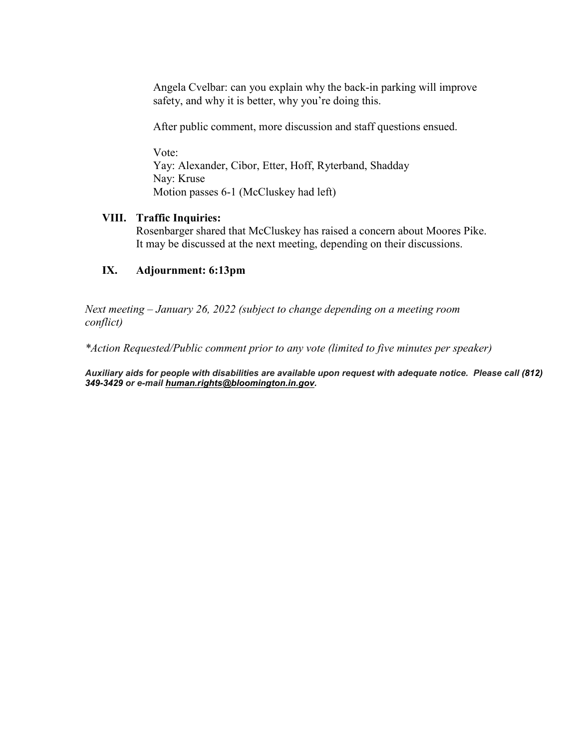Angela Cvelbar: can you explain why the back-in parking will improve safety, and why it is better, why you're doing this.

After public comment, more discussion and staff questions ensued.

Vote:
Yay: Alexander, Cibor, Etter, Hoff, Ryterband, Shadday
Nay: Kruse
Motion passes 6-1 (McCluskey had left)

## VIII. Traffic Inquiries:

Rosenbarger shared that McCluskey has raised a concern about Moores Pike. It may be discussed at the next meeting, depending on their discussions.

## IX. Adjournment: 6:13pm

*Next meeting – January 26, 2022 (subject to change depending on a meeting room conflict)*

**Action Requested/Public comment prior to any vote (limited to five minutes per speaker)*

***Auxiliary aids for people with disabilities are available upon request with adequate notice. Please call (812) 349-3429 or e-mail human.rights@bloomington.in.gov.***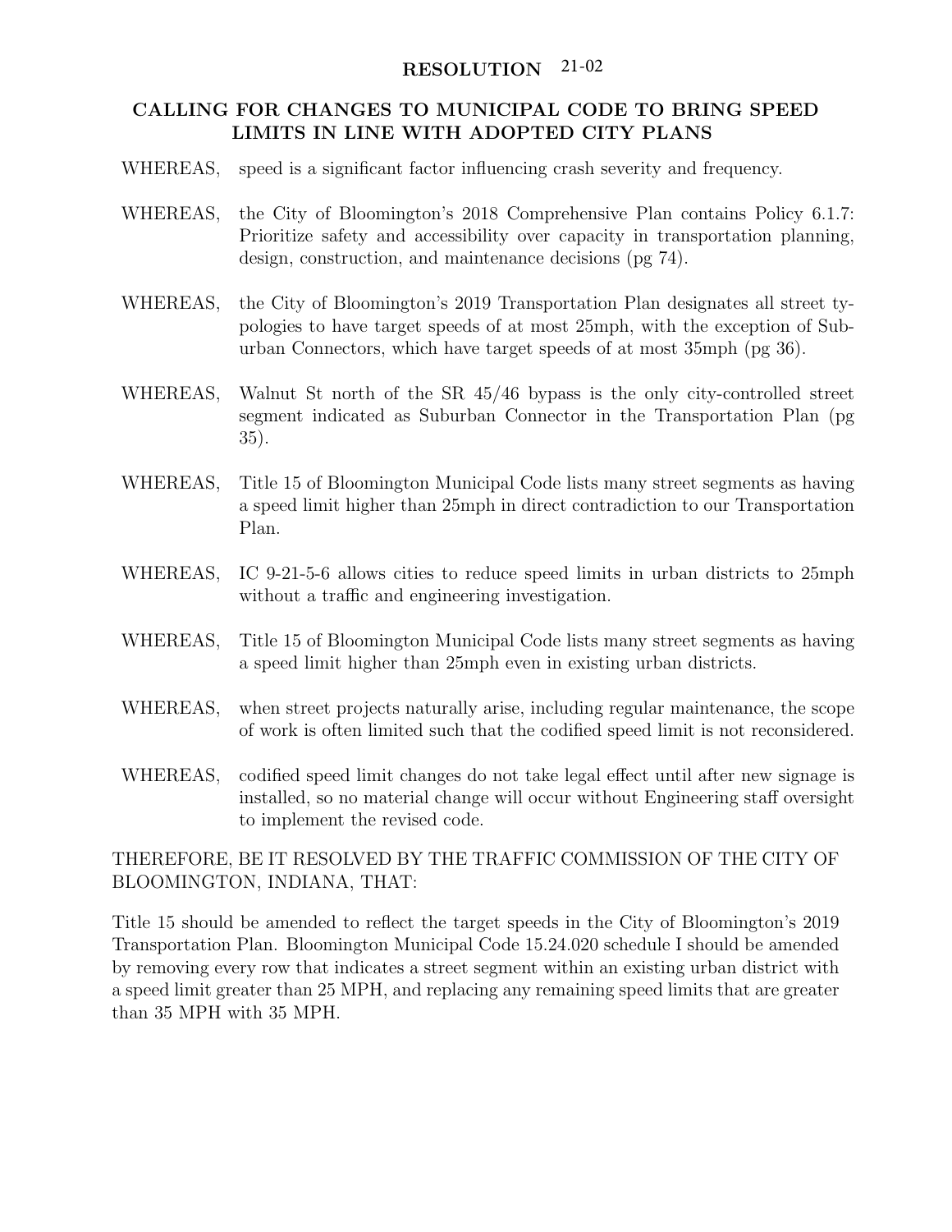# RESOLUTION 21-02

## CALLING FOR CHANGES TO MUNICIPAL CODE TO BRING SPEED LIMITS IN LINE WITH ADOPTED CITY PLANS

WHEREAS, speed is a significant factor influencing crash severity and frequency.

WHEREAS, the City of Bloomington's 2018 Comprehensive Plan contains Policy 6.1.7: Prioritize safety and accessibility over capacity in transportation planning, design, construction, and maintenance decisions (pg 74).

WHEREAS, the City of Bloomington's 2019 Transportation Plan designates all street typologies to have target speeds of at most 25mph, with the exception of Suburban Connectors, which have target speeds of at most 35mph (pg 36).

WHEREAS, Walnut St north of the SR 45/46 bypass is the only city-controlled street segment indicated as Suburban Connector in the Transportation Plan (pg 35).

WHEREAS, Title 15 of Bloomington Municipal Code lists many street segments as having a speed limit higher than 25mph in direct contradiction to our Transportation Plan.

WHEREAS, IC 9-21-5-6 allows cities to reduce speed limits in urban districts to 25mph without a traffic and engineering investigation.

WHEREAS, Title 15 of Bloomington Municipal Code lists many street segments as having a speed limit higher than 25mph even in existing urban districts.

WHEREAS, when street projects naturally arise, including regular maintenance, the scope of work is often limited such that the codified speed limit is not reconsidered.

WHEREAS, codified speed limit changes do not take legal effect until after new signage is installed, so no material change will occur without Engineering staff oversight to implement the revised code.

THEREFORE, BE IT RESOLVED BY THE TRAFFIC COMMISSION OF THE CITY OF BLOOMINGTON, INDIANA, THAT:

Title 15 should be amended to reflect the target speeds in the City of Bloomington's 2019 Transportation Plan. Bloomington Municipal Code 15.24.020 schedule I should be amended by removing every row that indicates a street segment within an existing urban district with a speed limit greater than 25 MPH, and replacing any remaining speed limits that are greater than 35 MPH with 35 MPH.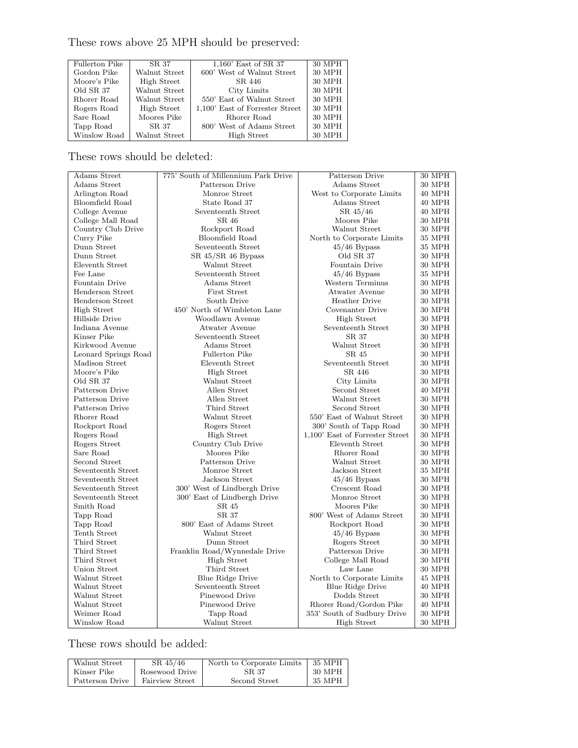These rows above 25 MPH should be preserved:

| | | | |
|---|---|---|---|
| Fullerton Pike | SR 37 | 1,160' East of SR 37 | 30 MPH |
| Gordon Pike | Walnut Street | 600' West of Walnut Street | 30 MPH |
| Moore's Pike | High Street | SR 446 | 30 MPH |
| Old SR 37 | Walnut Street | City Limits | 30 MPH |
| Rhorer Road | Walnut Street | 550' East of Walnut Street | 30 MPH |
| Rogers Road | High Street | 1,100' East of Forrester Street | 30 MPH |
| Sare Road | Moores Pike | Rhorer Road | 30 MPH |
| Tapp Road | SR 37 | 800' West of Adams Street | 30 MPH |
| Winslow Road | Walnut Street | High Street | 30 MPH |

These rows should be deleted:

| | | | |
|---|---|---|---|
| Adams Street | 775' South of Millennium Park Drive | Patterson Drive | 30 MPH |
| Adams Street | Patterson Drive | Adams Street | 30 MPH |
| Arlington Road | Monroe Street | West to Corporate Limits | 40 MPH |
| Bloomfield Road | State Road 37 | Adams Street | 40 MPH |
| College Avenue | Seventeenth Street | SR 45/46 | 40 MPH |
| College Mall Road | SR 46 | Moores Pike | 30 MPH |
| Country Club Drive | Rockport Road | Walnut Street | 30 MPH |
| Curry Pike | Bloomfield Road | North to Corporate Limits | 35 MPH |
| Dunn Street | Seventeenth Street | 45/46 Bypass | 35 MPH |
| Dunn Street | SR 45/SR 46 Bypass | Old SR 37 | 30 MPH |
| Eleventh Street | Walnut Street | Fountain Drive | 30 MPH |
| Fee Lane | Seventeenth Street | 45/46 Bypass | 35 MPH |
| Fountain Drive | Adams Street | Western Terminus | 30 MPH |
| Henderson Street | First Street | Atwater Avenue | 30 MPH |
| Henderson Street | South Drive | Heather Drive | 30 MPH |
| High Street | 450' North of Wimbleton Lane | Covenanter Drive | 30 MPH |
| Hillside Drive | Woodlawn Avenue | High Street | 30 MPH |
| Indiana Avenue | Atwater Avenue | Seventeenth Street | 30 MPH |
| Kinser Pike | Seventeenth Street | SR 37 | 30 MPH |
| Kirkwood Avenue | Adams Street | Walnut Street | 30 MPH |
| Leonard Springs Road | Fullerton Pike | SR 45 | 30 MPH |
| Madison Street | Eleventh Street | Seventeenth Street | 30 MPH |
| Moore's Pike | High Street | SR 446 | 30 MPH |
| Old SR 37 | Walnut Street | City Limits | 30 MPH |
| Patterson Drive | Allen Street | Second Street | 40 MPH |
| Patterson Drive | Allen Street | Walnut Street | 30 MPH |
| Patterson Drive | Third Street | Second Street | 30 MPH |
| Rhorer Road | Walnut Street | 550' East of Walnut Street | 30 MPH |
| Rockport Road | Rogers Street | 300' South of Tapp Road | 30 MPH |
| Rogers Road | High Street | 1,100' East of Forrester Street | 30 MPH |
| Rogers Street | Country Club Drive | Eleventh Street | 30 MPH |
| Sare Road | Moores Pike | Rhorer Road | 30 MPH |
| Second Street | Patterson Drive | Walnut Street | 30 MPH |
| Seventeenth Street | Monroe Street | Jackson Street | 35 MPH |
| Seventeenth Street | Jackson Street | 45/46 Bypass | 30 MPH |
| Seventeenth Street | 300' West of Lindbergh Drive | Crescent Road | 30 MPH |
| Seventeenth Street | 300' East of Lindbergh Drive | Monroe Street | 30 MPH |
| Smith Road | SR 45 | Moores Pike | 30 MPH |
| Tapp Road | SR 37 | 800' West of Adams Street | 30 MPH |
| Tapp Road | 800' East of Adams Street | Rockport Road | 30 MPH |
| Tenth Street | Walnut Street | 45/46 Bypass | 30 MPH |
| Third Street | Dunn Street | Rogers Street | 30 MPH |
| Third Street | Franklin Road/Wynnedale Drive | Patterson Drive | 30 MPH |
| Third Street | High Street | College Mall Road | 30 MPH |
| Union Street | Third Street | Law Lane | 30 MPH |
| Walnut Street | Blue Ridge Drive | North to Corporate Limits | 45 MPH |
| Walnut Street | Seventeenth Street | Blue Ridge Drive | 40 MPH |
| Walnut Street | Pinewood Drive | Dodds Street | 30 MPH |
| Walnut Street | Pinewood Drive | Rhorer Road/Gordon Pike | 40 MPH |
| Weimer Road | Tapp Road | 353' South of Sudbury Drive | 30 MPH |
| Winslow Road | Walnut Street | High Street | 30 MPH |

These rows should be added:

| | | | |
|---|---|---|---|
| Walnut Street | SR 45/46 | North to Corporate Limits | 35 MPH |
| Kinser Pike | Rosewood Drive | SR 37 | 30 MPH |
| Patterson Drive | Fairview Street | Second Street | 35 MPH |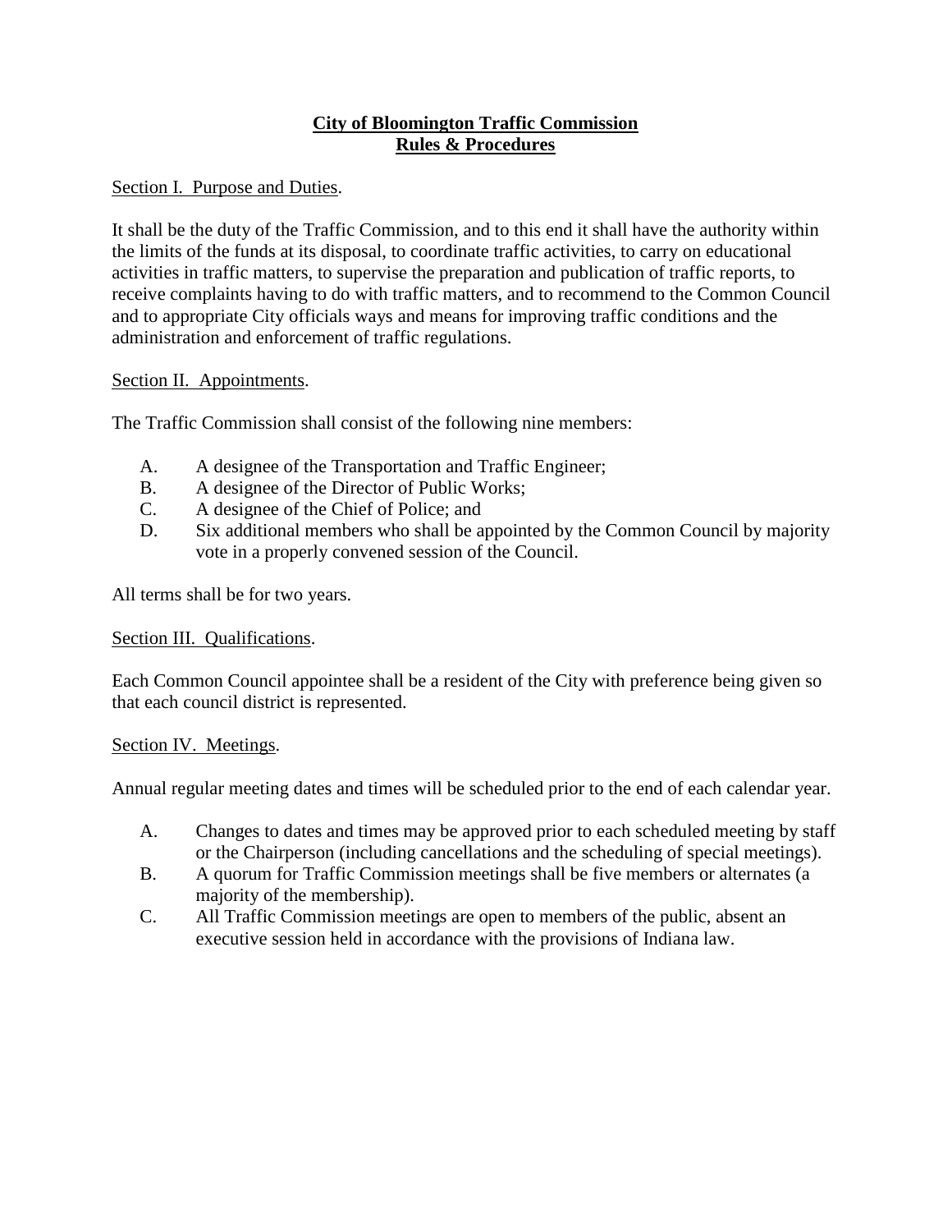# City of Bloomington Traffic Commission
# Rules & Procedures

Section I. Purpose and Duties.

It shall be the duty of the Traffic Commission, and to this end it shall have the authority within the limits of the funds at its disposal, to coordinate traffic activities, to carry on educational activities in traffic matters, to supervise the preparation and publication of traffic reports, to receive complaints having to do with traffic matters, and to recommend to the Common Council and to appropriate City officials ways and means for improving traffic conditions and the administration and enforcement of traffic regulations.

Section II. Appointments.

The Traffic Commission shall consist of the following nine members:

A. A designee of the Transportation and Traffic Engineer;
B. A designee of the Director of Public Works;
C. A designee of the Chief of Police; and
D. Six additional members who shall be appointed by the Common Council by majority vote in a properly convened session of the Council.

All terms shall be for two years.

Section III. Qualifications.

Each Common Council appointee shall be a resident of the City with preference being given so that each council district is represented.

Section IV. Meetings.

Annual regular meeting dates and times will be scheduled prior to the end of each calendar year.

A. Changes to dates and times may be approved prior to each scheduled meeting by staff or the Chairperson (including cancellations and the scheduling of special meetings).
B. A quorum for Traffic Commission meetings shall be five members or alternates (a majority of the membership).
C. All Traffic Commission meetings are open to members of the public, absent an executive session held in accordance with the provisions of Indiana law.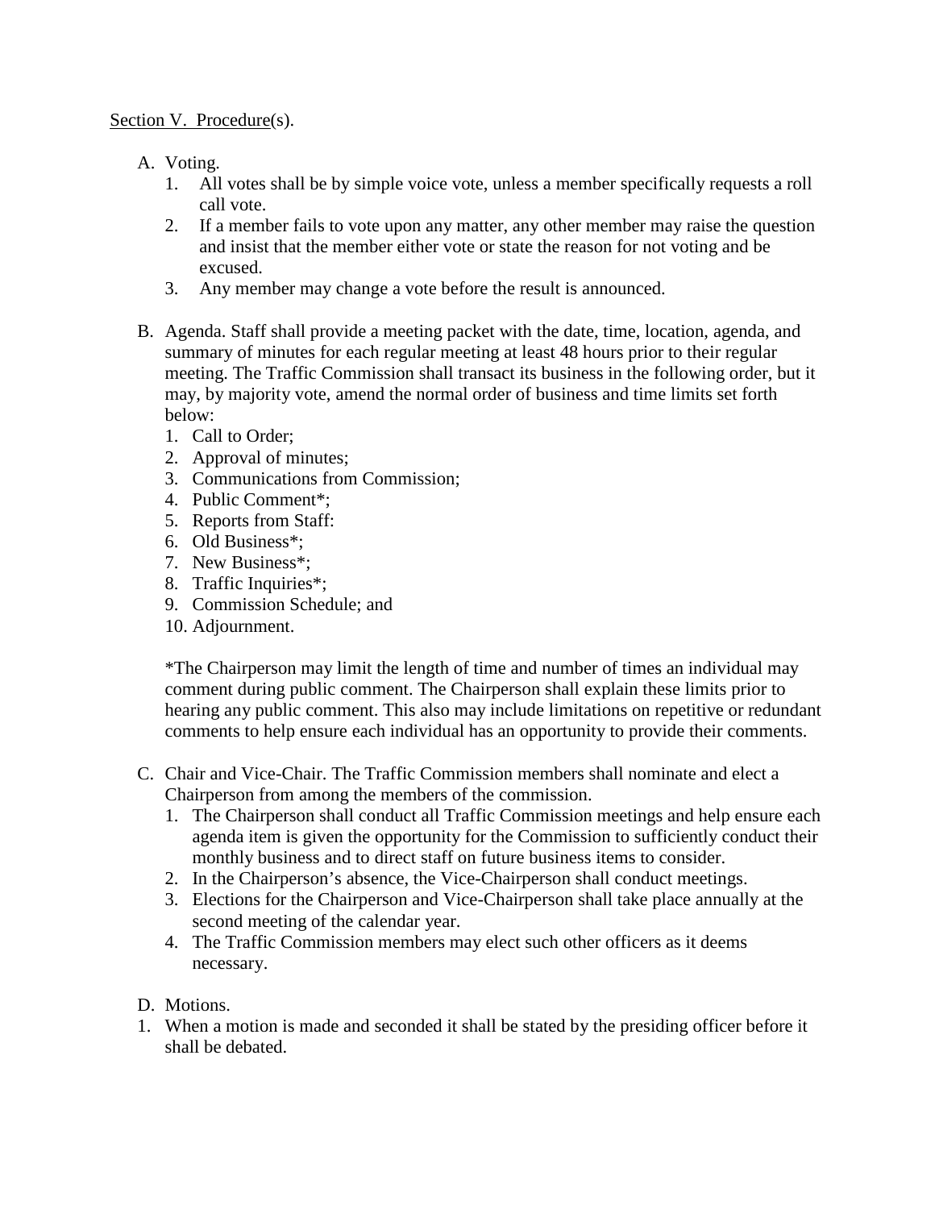Section V. Procedure(s).

A. Voting.
   1. All votes shall be by simple voice vote, unless a member specifically requests a roll call vote.
   2. If a member fails to vote upon any matter, any other member may raise the question and insist that the member either vote or state the reason for not voting and be excused.
   3. Any member may change a vote before the result is announced.

B. Agenda. Staff shall provide a meeting packet with the date, time, location, agenda, and summary of minutes for each regular meeting at least 48 hours prior to their regular meeting. The Traffic Commission shall transact its business in the following order, but it may, by majority vote, amend the normal order of business and time limits set forth below:
   1. Call to Order;
   2. Approval of minutes;
   3. Communications from Commission;
   4. Public Comment*;
   5. Reports from Staff:
   6. Old Business*;
   7. New Business*;
   8. Traffic Inquiries*;
   9. Commission Schedule; and
   10. Adjournment.

   *The Chairperson may limit the length of time and number of times an individual may comment during public comment. The Chairperson shall explain these limits prior to hearing any public comment. This also may include limitations on repetitive or redundant comments to help ensure each individual has an opportunity to provide their comments.

C. Chair and Vice-Chair. The Traffic Commission members shall nominate and elect a Chairperson from among the members of the commission.
   1. The Chairperson shall conduct all Traffic Commission meetings and help ensure each agenda item is given the opportunity for the Commission to sufficiently conduct their monthly business and to direct staff on future business items to consider.
   2. In the Chairperson's absence, the Vice-Chairperson shall conduct meetings.
   3. Elections for the Chairperson and Vice-Chairperson shall take place annually at the second meeting of the calendar year.
   4. The Traffic Commission members may elect such other officers as it deems necessary.

D. Motions.

1. When a motion is made and seconded it shall be stated by the presiding officer before it shall be debated.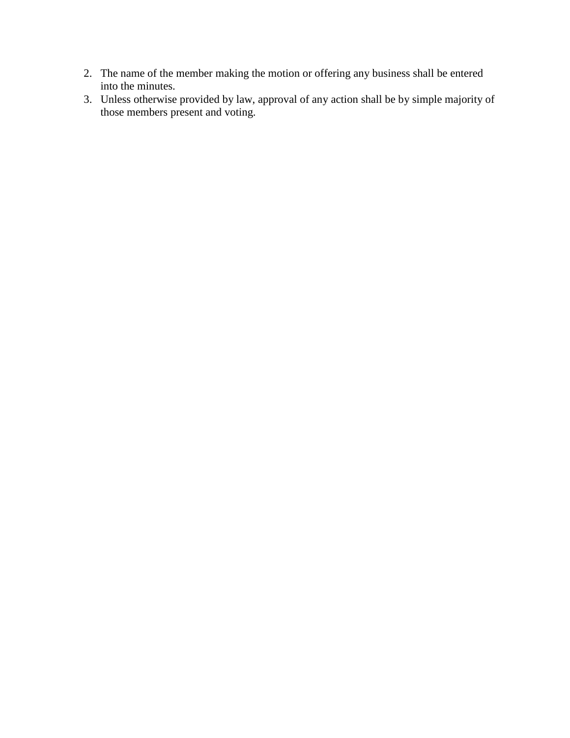2. The name of the member making the motion or offering any business shall be entered into the minutes.
3. Unless otherwise provided by law, approval of any action shall be by simple majority of those members present and voting.